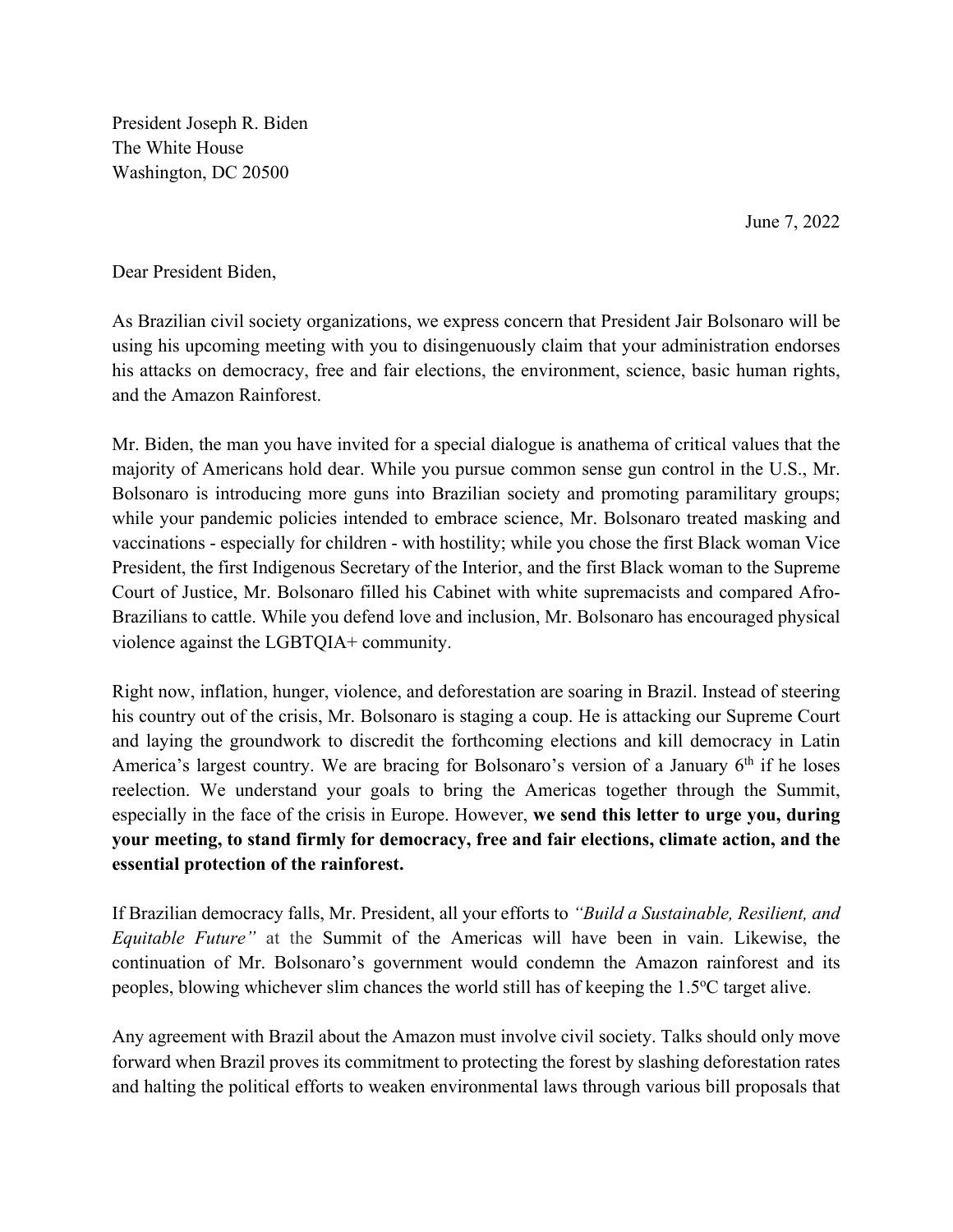President Joseph R. Biden
The White House
Washington, DC 20500

June 7, 2022

Dear President Biden,

As Brazilian civil society organizations, we express concern that President Jair Bolsonaro will be using his upcoming meeting with you to disingenuously claim that your administration endorses his attacks on democracy, free and fair elections, the environment, science, basic human rights, and the Amazon Rainforest.

Mr. Biden, the man you have invited for a special dialogue is anathema of critical values that the majority of Americans hold dear. While you pursue common sense gun control in the U.S., Mr. Bolsonaro is introducing more guns into Brazilian society and promoting paramilitary groups; while your pandemic policies intended to embrace science, Mr. Bolsonaro treated masking and vaccinations - especially for children - with hostility; while you chose the first Black woman Vice President, the first Indigenous Secretary of the Interior, and the first Black woman to the Supreme Court of Justice, Mr. Bolsonaro filled his Cabinet with white supremacists and compared Afro-Brazilians to cattle. While you defend love and inclusion, Mr. Bolsonaro has encouraged physical violence against the LGBTQIA+ community.

Right now, inflation, hunger, violence, and deforestation are soaring in Brazil. Instead of steering his country out of the crisis, Mr. Bolsonaro is staging a coup. He is attacking our Supreme Court and laying the groundwork to discredit the forthcoming elections and kill democracy in Latin America's largest country. We are bracing for Bolsonaro's version of a January 6th if he loses reelection. We understand your goals to bring the Americas together through the Summit, especially in the face of the crisis in Europe. However, **we send this letter to urge you, during your meeting, to stand firmly for democracy, free and fair elections, climate action, and the essential protection of the rainforest.**

If Brazilian democracy falls, Mr. President, all your efforts to *"Build a Sustainable, Resilient, and Equitable Future"* at the Summit of the Americas will have been in vain. Likewise, the continuation of Mr. Bolsonaro's government would condemn the Amazon rainforest and its peoples, blowing whichever slim chances the world still has of keeping the 1.5°C target alive.

Any agreement with Brazil about the Amazon must involve civil society. Talks should only move forward when Brazil proves its commitment to protecting the forest by slashing deforestation rates and halting the political efforts to weaken environmental laws through various bill proposals that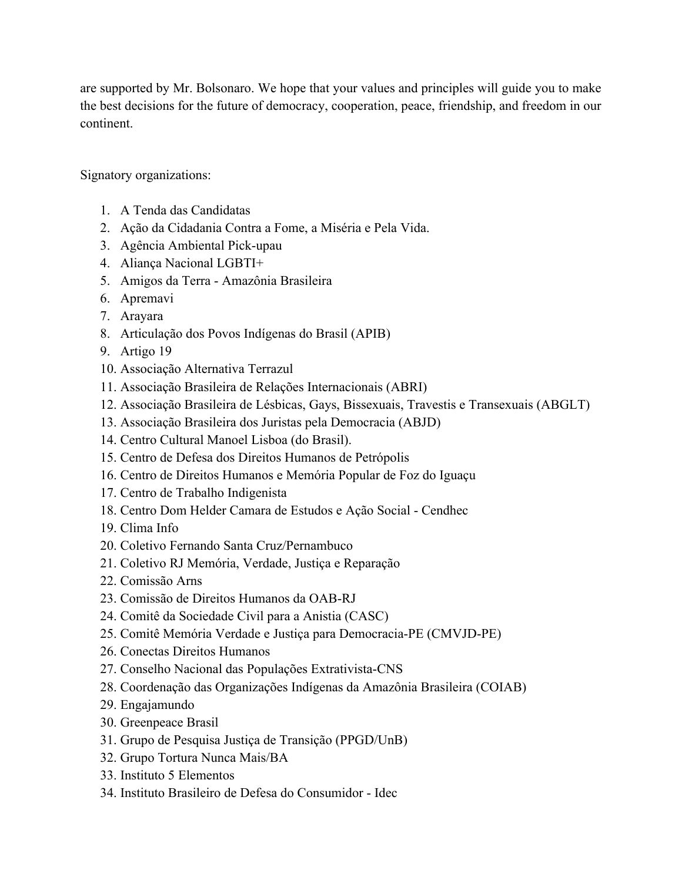are supported by Mr. Bolsonaro. We hope that your values and principles will guide you to make the best decisions for the future of democracy, cooperation, peace, friendship, and freedom in our continent.

Signatory organizations:

1. A Tenda das Candidatas
2. Ação da Cidadania Contra a Fome, a Miséria e Pela Vida.
3. Agência Ambiental Pick-upau
4. Aliança Nacional LGBTI+
5. Amigos da Terra - Amazônia Brasileira
6. Apremavi
7. Arayara
8. Articulação dos Povos Indígenas do Brasil (APIB)
9. Artigo 19
10. Associação Alternativa Terrazul
11. Associação Brasileira de Relações Internacionais (ABRI)
12. Associação Brasileira de Lésbicas, Gays, Bissexuais, Travestis e Transexuais (ABGLT)
13. Associação Brasileira dos Juristas pela Democracia (ABJD)
14. Centro Cultural Manoel Lisboa (do Brasil).
15. Centro de Defesa dos Direitos Humanos de Petrópolis
16. Centro de Direitos Humanos e Memória Popular de Foz do Iguaçu
17. Centro de Trabalho Indigenista
18. Centro Dom Helder Camara de Estudos e Ação Social - Cendhec
19. Clima Info
20. Coletivo Fernando Santa Cruz/Pernambuco
21. Coletivo RJ Memória, Verdade, Justiça e Reparação
22. Comissão Arns
23. Comissão de Direitos Humanos da OAB-RJ
24. Comitê da Sociedade Civil para a Anistia (CASC)
25. Comitê Memória Verdade e Justiça para Democracia-PE (CMVJD-PE)
26. Conectas Direitos Humanos
27. Conselho Nacional das Populações Extrativista-CNS
28. Coordenação das Organizações Indígenas da Amazônia Brasileira (COIAB)
29. Engajamundo
30. Greenpeace Brasil
31. Grupo de Pesquisa Justiça de Transição (PPGD/UnB)
32. Grupo Tortura Nunca Mais/BA
33. Instituto 5 Elementos
34. Instituto Brasileiro de Defesa do Consumidor - Idec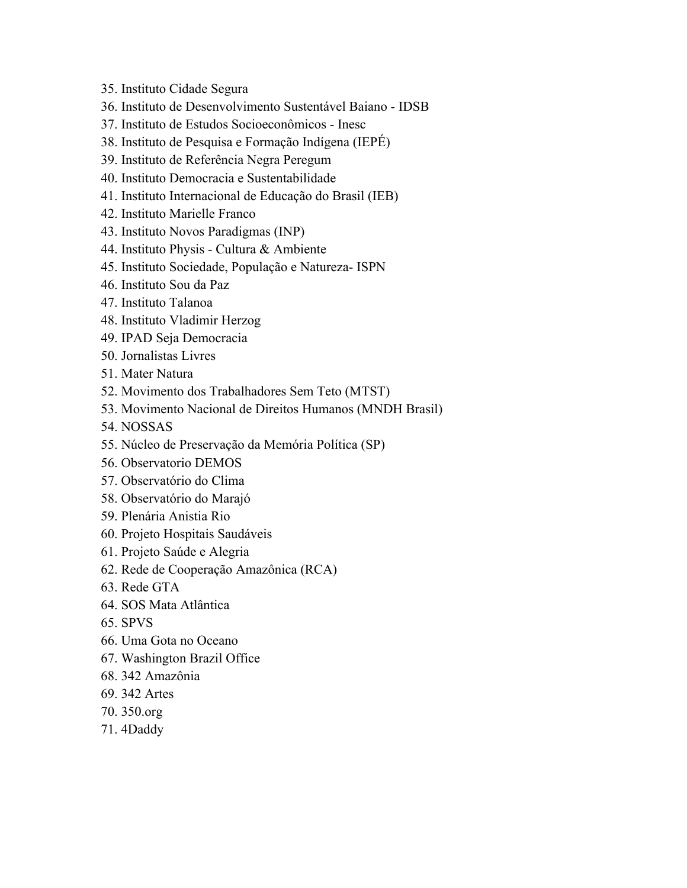35. Instituto Cidade Segura
36. Instituto de Desenvolvimento Sustentável Baiano - IDSB
37. Instituto de Estudos Socioeconômicos - Inesc
38. Instituto de Pesquisa e Formação Indígena (IEPÉ)
39. Instituto de Referência Negra Peregum
40. Instituto Democracia e Sustentabilidade
41. Instituto Internacional de Educação do Brasil (IEB)
42. Instituto Marielle Franco
43. Instituto Novos Paradigmas (INP)
44. Instituto Physis - Cultura & Ambiente
45. Instituto Sociedade, População e Natureza- ISPN
46. Instituto Sou da Paz
47. Instituto Talanoa
48. Instituto Vladimir Herzog
49. IPAD Seja Democracia
50. Jornalistas Livres
51. Mater Natura
52. Movimento dos Trabalhadores Sem Teto (MTST)
53. Movimento Nacional de Direitos Humanos (MNDH Brasil)
54. NOSSAS
55. Núcleo de Preservação da Memória Política (SP)
56. Observatorio DEMOS
57. Observatório do Clima
58. Observatório do Marajó
59. Plenária Anistia Rio
60. Projeto Hospitais Saudáveis
61. Projeto Saúde e Alegria
62. Rede de Cooperação Amazônica (RCA)
63. Rede GTA
64. SOS Mata Atlântica
65. SPVS
66. Uma Gota no Oceano
67. Washington Brazil Office
68. 342 Amazônia
69. 342 Artes
70. 350.org
71. 4Daddy